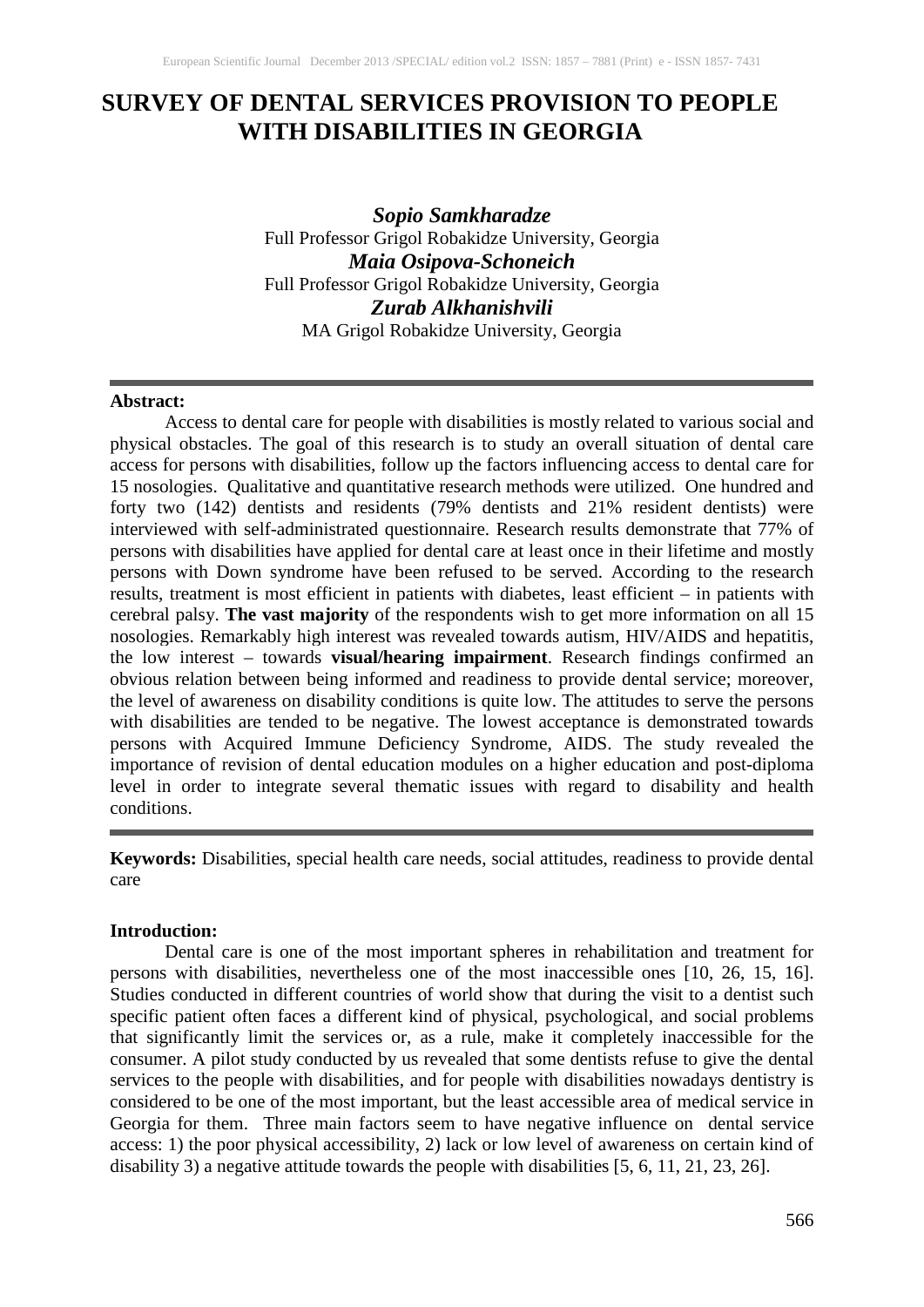# SURVEY OF DENTAL SERVICES PROVISION TO PEOPLE WITH DISABILITIES IN GEORGIA

***Sopio Samkharadze***
Full Professor Grigol Robakidze University, Georgia

***Maia Osipova-Schoneich***
Full Professor Grigol Robakidze University, Georgia

***Zurab Alkhanishvili***
MA Grigol Robakidze University, Georgia

---

**Abstract:**

Access to dental care for people with disabilities is mostly related to various social and physical obstacles. The goal of this research is to study an overall situation of dental care access for persons with disabilities, follow up the factors influencing access to dental care for 15 nosologies. Qualitative and quantitative research methods were utilized. One hundred and forty two (142) dentists and residents (79% dentists and 21% resident dentists) were interviewed with self-administrated questionnaire. Research results demonstrate that 77% of persons with disabilities have applied for dental care at least once in their lifetime and mostly persons with Down syndrome have been refused to be served. According to the research results, treatment is most efficient in patients with diabetes, least efficient – in patients with cerebral palsy. **The vast majority** of the respondents wish to get more information on all 15 nosologies. Remarkably high interest was revealed towards autism, HIV/AIDS and hepatitis, the low interest – towards **visual/hearing impairment**. Research findings confirmed an obvious relation between being informed and readiness to provide dental service; moreover, the level of awareness on disability conditions is quite low. The attitudes to serve the persons with disabilities are tended to be negative. The lowest acceptance is demonstrated towards persons with Acquired Immune Deficiency Syndrome, AIDS. The study revealed the importance of revision of dental education modules on a higher education and post-diploma level in order to integrate several thematic issues with regard to disability and health conditions.

---

**Keywords:** Disabilities, special health care needs, social attitudes, readiness to provide dental care

**Introduction:**

Dental care is one of the most important spheres in rehabilitation and treatment for persons with disabilities, nevertheless one of the most inaccessible ones [10, 26, 15, 16]. Studies conducted in different countries of world show that during the visit to a dentist such specific patient often faces a different kind of physical, psychological, and social problems that significantly limit the services or, as a rule, make it completely inaccessible for the consumer. A pilot study conducted by us revealed that some dentists refuse to give the dental services to the people with disabilities, and for people with disabilities nowadays dentistry is considered to be one of the most important, but the least accessible area of medical service in Georgia for them. Three main factors seem to have negative influence on dental service access: 1) the poor physical accessibility, 2) lack or low level of awareness on certain kind of disability 3) a negative attitude towards the people with disabilities [5, 6, 11, 21, 23, 26].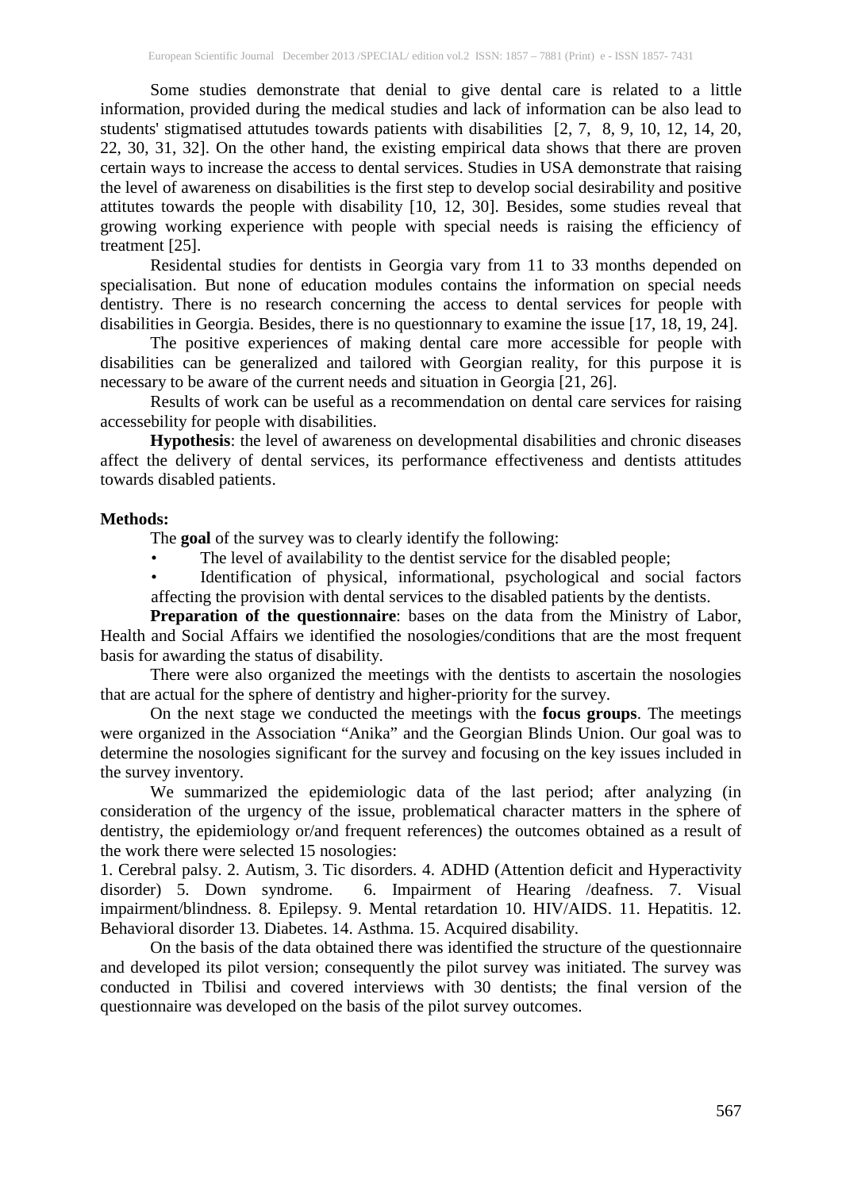Some studies demonstrate that denial to give dental care is related to a little information, provided during the medical studies and lack of information can be also lead to students' stigmatised attutudes towards patients with disabilities [2, 7, 8, 9, 10, 12, 14, 20, 22, 30, 31, 32]. On the other hand, the existing empirical data shows that there are proven certain ways to increase the access to dental services. Studies in USA demonstrate that raising the level of awareness on disabilities is the first step to develop social desirability and positive attitutes towards the people with disability [10, 12, 30]. Besides, some studies reveal that growing working experience with people with special needs is raising the efficiency of treatment [25].

Residental studies for dentists in Georgia vary from 11 to 33 months depended on specialisation. But none of education modules contains the information on special needs dentistry. There is no research concerning the access to dental services for people with disabilities in Georgia. Besides, there is no questionnary to examine the issue [17, 18, 19, 24].

The positive experiences of making dental care more accessible for people with disabilities can be generalized and tailored with Georgian reality, for this purpose it is necessary to be aware of the current needs and situation in Georgia [21, 26].

Results of work can be useful as a recommendation on dental care services for raising accessebility for people with disabilities.

**Hypothesis**: the level of awareness on developmental disabilities and chronic diseases affect the delivery of dental services, its performance effectiveness and dentists attitudes towards disabled patients.

**Methods:**

The **goal** of the survey was to clearly identify the following:

- The level of availability to the dentist service for the disabled people;
- Identification of physical, informational, psychological and social factors affecting the provision with dental services to the disabled patients by the dentists.

**Preparation of the questionnaire**: bases on the data from the Ministry of Labor, Health and Social Affairs we identified the nosologies/conditions that are the most frequent basis for awarding the status of disability.

There were also organized the meetings with the dentists to ascertain the nosologies that are actual for the sphere of dentistry and higher-priority for the survey.

On the next stage we conducted the meetings with the **focus groups**. The meetings were organized in the Association "Anika" and the Georgian Blinds Union. Our goal was to determine the nosologies significant for the survey and focusing on the key issues included in the survey inventory.

We summarized the epidemiologic data of the last period; after analyzing (in consideration of the urgency of the issue, problematical character matters in the sphere of dentistry, the epidemiology or/and frequent references) the outcomes obtained as a result of the work there were selected 15 nosologies:

1. Cerebral palsy. 2. Autism, 3. Tic disorders. 4. ADHD (Attention deficit and Hyperactivity disorder) 5. Down syndrome. 6. Impairment of Hearing /deafness. 7. Visual impairment/blindness. 8. Epilepsy. 9. Mental retardation 10. HIV/AIDS. 11. Hepatitis. 12. Behavioral disorder 13. Diabetes. 14. Asthma. 15. Acquired disability.

On the basis of the data obtained there was identified the structure of the questionnaire and developed its pilot version; consequently the pilot survey was initiated. The survey was conducted in Tbilisi and covered interviews with 30 dentists; the final version of the questionnaire was developed on the basis of the pilot survey outcomes.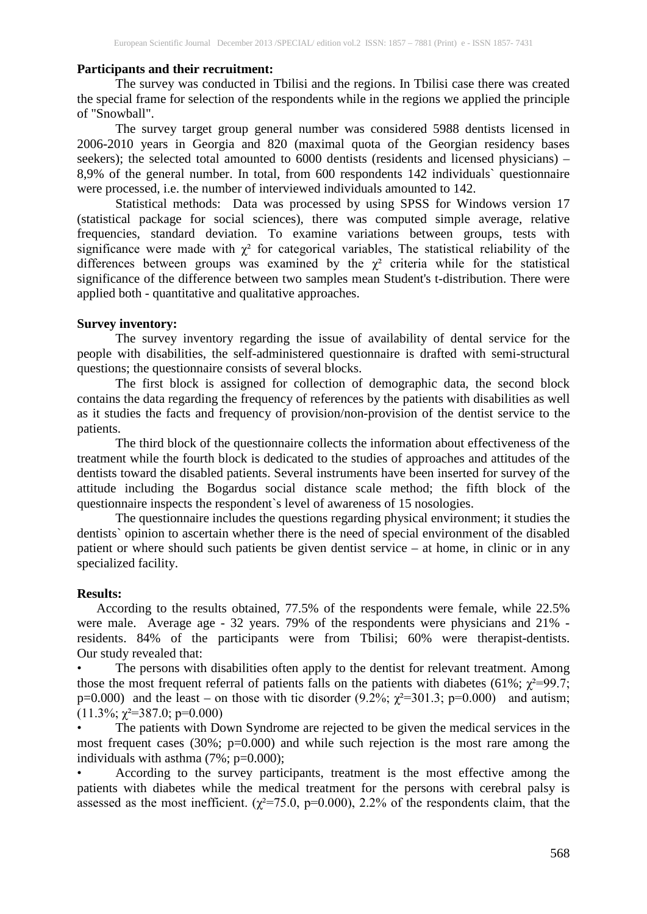**Participants and their recruitment:**

The survey was conducted in Tbilisi and the regions. In Tbilisi case there was created the special frame for selection of the respondents while in the regions we applied the principle of "Snowball".

The survey target group general number was considered 5988 dentists licensed in 2006-2010 years in Georgia and 820 (maximal quota of the Georgian residency bases seekers); the selected total amounted to 6000 dentists (residents and licensed physicians) – 8,9% of the general number. In total, from 600 respondents 142 individuals` questionnaire were processed, i.e. the number of interviewed individuals amounted to 142.

Statistical methods: Data was processed by using SPSS for Windows version 17 (statistical package for social sciences), there was computed simple average, relative frequencies, standard deviation. To examine variations between groups, tests with significance were made with $\chi^2$ for categorical variables, The statistical reliability of the differences between groups was examined by the $\chi^2$ criteria while for the statistical significance of the difference between two samples mean Student's t-distribution. There were applied both - quantitative and qualitative approaches.

**Survey inventory:**

The survey inventory regarding the issue of availability of dental service for the people with disabilities, the self-administered questionnaire is drafted with semi-structural questions; the questionnaire consists of several blocks.

The first block is assigned for collection of demographic data, the second block contains the data regarding the frequency of references by the patients with disabilities as well as it studies the facts and frequency of provision/non-provision of the dentist service to the patients.

The third block of the questionnaire collects the information about effectiveness of the treatment while the fourth block is dedicated to the studies of approaches and attitudes of the dentists toward the disabled patients. Several instruments have been inserted for survey of the attitude including the Bogardus social distance scale method; the fifth block of the questionnaire inspects the respondent`s level of awareness of 15 nosologies.

The questionnaire includes the questions regarding physical environment; it studies the dentists` opinion to ascertain whether there is the need of special environment of the disabled patient or where should such patients be given dentist service – at home, in clinic or in any specialized facility.

**Results:**

According to the results obtained, 77.5% of the respondents were female, while 22.5% were male. Average age - 32 years. 79% of the respondents were physicians and 21% - residents. 84% of the participants were from Tbilisi; 60% were therapist-dentists. Our study revealed that:

- The persons with disabilities often apply to the dentist for relevant treatment. Among those the most frequent referral of patients falls on the patients with diabetes (61%; $\chi^2$=99.7; p=0.000) and the least – on those with tic disorder (9.2%; $\chi^2$=301.3; p=0.000) and autism; (11.3%; $\chi^2$=387.0; p=0.000)
- The patients with Down Syndrome are rejected to be given the medical services in the most frequent cases (30%; p=0.000) and while such rejection is the most rare among the individuals with asthma (7%; p=0.000);
- According to the survey participants, treatment is the most effective among the patients with diabetes while the medical treatment for the persons with cerebral palsy is assessed as the most inefficient. ($\chi^2$=75.0, p=0.000), 2.2% of the respondents claim, that the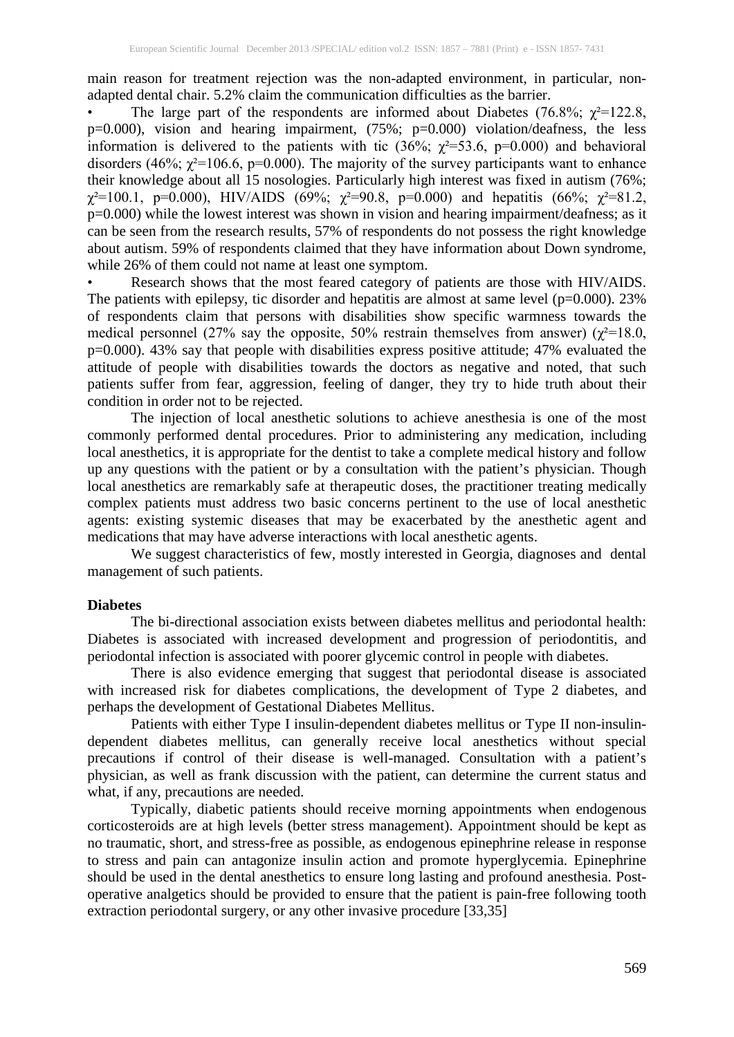main reason for treatment rejection was the non-adapted environment, in particular, non-adapted dental chair. 5.2% claim the communication difficulties as the barrier.

- The large part of the respondents are informed about Diabetes (76.8%; $\chi^2$=122.8, p=0.000), vision and hearing impairment, (75%; p=0.000) violation/deafness, the less information is delivered to the patients with tic (36%; $\chi^2$=53.6, p=0.000) and behavioral disorders (46%; $\chi^2$=106.6, p=0.000). The majority of the survey participants want to enhance their knowledge about all 15 nosologies. Particularly high interest was fixed in autism (76%; $\chi^2$=100.1, p=0.000), HIV/AIDS (69%; $\chi^2$=90.8, p=0.000) and hepatitis (66%; $\chi^2$=81.2, p=0.000) while the lowest interest was shown in vision and hearing impairment/deafness; as it can be seen from the research results, 57% of respondents do not possess the right knowledge about autism. 59% of respondents claimed that they have information about Down syndrome, while 26% of them could not name at least one symptom.
- Research shows that the most feared category of patients are those with HIV/AIDS. The patients with epilepsy, tic disorder and hepatitis are almost at same level (p=0.000). 23% of respondents claim that persons with disabilities show specific warmness towards the medical personnel (27% say the opposite, 50% restrain themselves from answer) ($\chi^2$=18.0, p=0.000). 43% say that people with disabilities express positive attitude; 47% evaluated the attitude of people with disabilities towards the doctors as negative and noted, that such patients suffer from fear, aggression, feeling of danger, they try to hide truth about their condition in order not to be rejected.

The injection of local anesthetic solutions to achieve anesthesia is one of the most commonly performed dental procedures. Prior to administering any medication, including local anesthetics, it is appropriate for the dentist to take a complete medical history and follow up any questions with the patient or by a consultation with the patient's physician. Though local anesthetics are remarkably safe at therapeutic doses, the practitioner treating medically complex patients must address two basic concerns pertinent to the use of local anesthetic agents: existing systemic diseases that may be exacerbated by the anesthetic agent and medications that may have adverse interactions with local anesthetic agents.

We suggest characteristics of few, mostly interested in Georgia, diagnoses and dental management of such patients.

**Diabetes**

The bi-directional association exists between diabetes mellitus and periodontal health: Diabetes is associated with increased development and progression of periodontitis, and periodontal infection is associated with poorer glycemic control in people with diabetes.

There is also evidence emerging that suggest that periodontal disease is associated with increased risk for diabetes complications, the development of Type 2 diabetes, and perhaps the development of Gestational Diabetes Mellitus.

Patients with either Type I insulin-dependent diabetes mellitus or Type II non-insulin-dependent diabetes mellitus, can generally receive local anesthetics without special precautions if control of their disease is well-managed. Consultation with a patient's physician, as well as frank discussion with the patient, can determine the current status and what, if any, precautions are needed.

Typically, diabetic patients should receive morning appointments when endogenous corticosteroids are at high levels (better stress management). Appointment should be kept as no traumatic, short, and stress-free as possible, as endogenous epinephrine release in response to stress and pain can antagonize insulin action and promote hyperglycemia. Epinephrine should be used in the dental anesthetics to ensure long lasting and profound anesthesia. Post-operative analgetics should be provided to ensure that the patient is pain-free following tooth extraction periodontal surgery, or any other invasive procedure [33,35]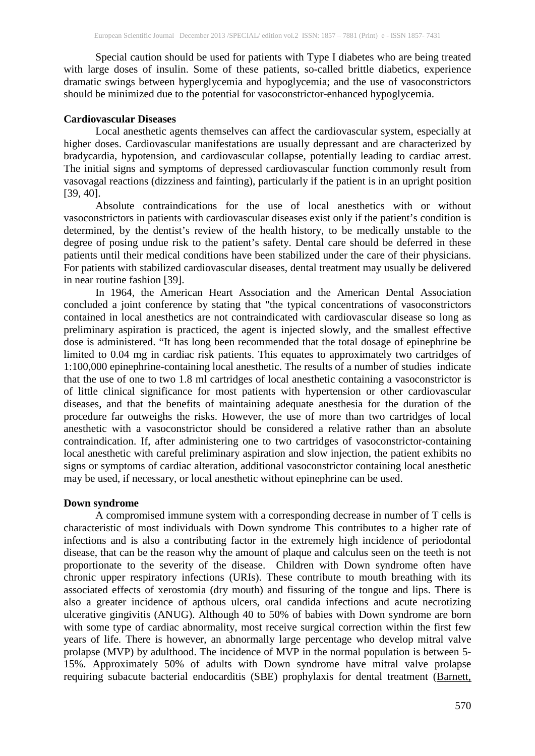Special caution should be used for patients with Type I diabetes who are being treated with large doses of insulin. Some of these patients, so-called brittle diabetics, experience dramatic swings between hyperglycemia and hypoglycemia; and the use of vasoconstrictors should be minimized due to the potential for vasoconstrictor-enhanced hypoglycemia.

**Cardiovascular Diseases**

Local anesthetic agents themselves can affect the cardiovascular system, especially at higher doses. Cardiovascular manifestations are usually depressant and are characterized by bradycardia, hypotension, and cardiovascular collapse, potentially leading to cardiac arrest. The initial signs and symptoms of depressed cardiovascular function commonly result from vasovagal reactions (dizziness and fainting), particularly if the patient is in an upright position [39, 40].

Absolute contraindications for the use of local anesthetics with or without vasoconstrictors in patients with cardiovascular diseases exist only if the patient's condition is determined, by the dentist's review of the health history, to be medically unstable to the degree of posing undue risk to the patient's safety. Dental care should be deferred in these patients until their medical conditions have been stabilized under the care of their physicians. For patients with stabilized cardiovascular diseases, dental treatment may usually be delivered in near routine fashion [39].

In 1964, the American Heart Association and the American Dental Association concluded a joint conference by stating that "the typical concentrations of vasoconstrictors contained in local anesthetics are not contraindicated with cardiovascular disease so long as preliminary aspiration is practiced, the agent is injected slowly, and the smallest effective dose is administered. "It has long been recommended that the total dosage of epinephrine be limited to 0.04 mg in cardiac risk patients. This equates to approximately two cartridges of 1:100,000 epinephrine-containing local anesthetic. The results of a number of studies indicate that the use of one to two 1.8 ml cartridges of local anesthetic containing a vasoconstrictor is of little clinical significance for most patients with hypertension or other cardiovascular diseases, and that the benefits of maintaining adequate anesthesia for the duration of the procedure far outweighs the risks. However, the use of more than two cartridges of local anesthetic with a vasoconstrictor should be considered a relative rather than an absolute contraindication. If, after administering one to two cartridges of vasoconstrictor-containing local anesthetic with careful preliminary aspiration and slow injection, the patient exhibits no signs or symptoms of cardiac alteration, additional vasoconstrictor containing local anesthetic may be used, if necessary, or local anesthetic without epinephrine can be used.

**Down syndrome**

A compromised immune system with a corresponding decrease in number of T cells is characteristic of most individuals with Down syndrome This contributes to a higher rate of infections and is also a contributing factor in the extremely high incidence of periodontal disease, that can be the reason why the amount of plaque and calculus seen on the teeth is not proportionate to the severity of the disease. Children with Down syndrome often have chronic upper respiratory infections (URIs). These contribute to mouth breathing with its associated effects of xerostomia (dry mouth) and fissuring of the tongue and lips. There is also a greater incidence of apthous ulcers, oral candida infections and acute necrotizing ulcerative gingivitis (ANUG). Although 40 to 50% of babies with Down syndrome are born with some type of cardiac abnormality, most receive surgical correction within the first few years of life. There is however, an abnormally large percentage who develop mitral valve prolapse (MVP) by adulthood. The incidence of MVP in the normal population is between 5-15%. Approximately 50% of adults with Down syndrome have mitral valve prolapse requiring subacute bacterial endocarditis (SBE) prophylaxis for dental treatment (Barnett,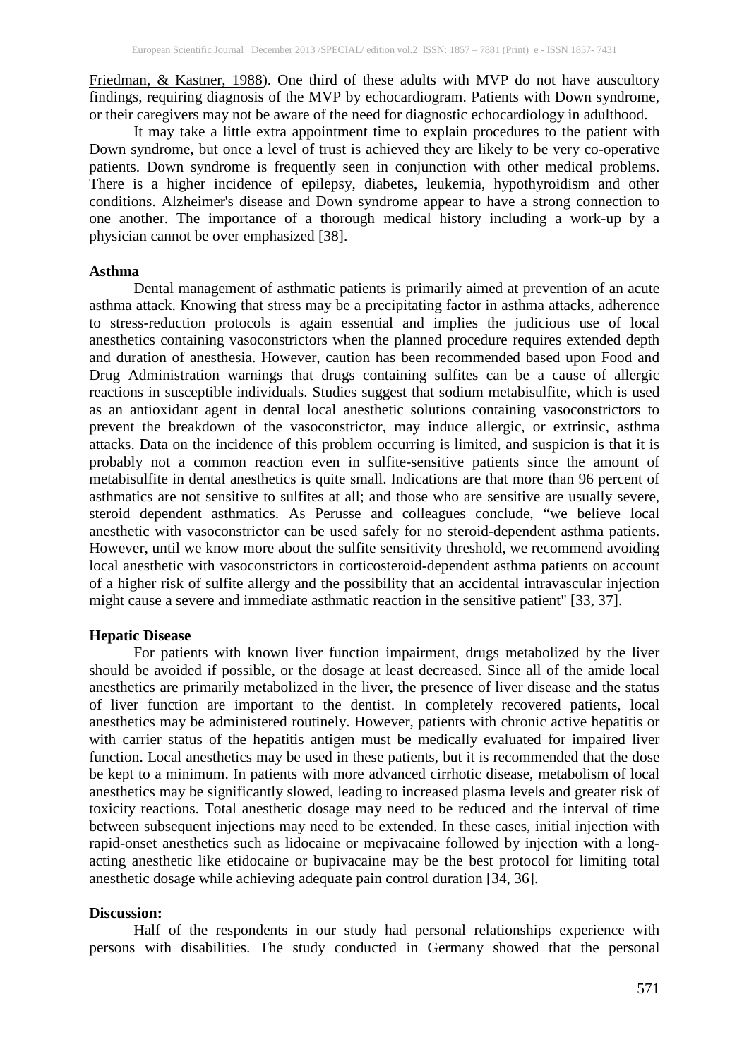Friedman, & Kastner, 1988). One third of these adults with MVP do not have auscultory findings, requiring diagnosis of the MVP by echocardiogram. Patients with Down syndrome, or their caregivers may not be aware of the need for diagnostic echocardiology in adulthood.

It may take a little extra appointment time to explain procedures to the patient with Down syndrome, but once a level of trust is achieved they are likely to be very co-operative patients. Down syndrome is frequently seen in conjunction with other medical problems. There is a higher incidence of epilepsy, diabetes, leukemia, hypothyroidism and other conditions. Alzheimer's disease and Down syndrome appear to have a strong connection to one another. The importance of a thorough medical history including a work-up by a physician cannot be over emphasized [38].

**Asthma**

Dental management of asthmatic patients is primarily aimed at prevention of an acute asthma attack. Knowing that stress may be a precipitating factor in asthma attacks, adherence to stress-reduction protocols is again essential and implies the judicious use of local anesthetics containing vasoconstrictors when the planned procedure requires extended depth and duration of anesthesia. However, caution has been recommended based upon Food and Drug Administration warnings that drugs containing sulfites can be a cause of allergic reactions in susceptible individuals. Studies suggest that sodium metabisulfite, which is used as an antioxidant agent in dental local anesthetic solutions containing vasoconstrictors to prevent the breakdown of the vasoconstrictor, may induce allergic, or extrinsic, asthma attacks. Data on the incidence of this problem occurring is limited, and suspicion is that it is probably not a common reaction even in sulfite-sensitive patients since the amount of metabisulfite in dental anesthetics is quite small. Indications are that more than 96 percent of asthmatics are not sensitive to sulfites at all; and those who are sensitive are usually severe, steroid dependent asthmatics. As Perusse and colleagues conclude, "we believe local anesthetic with vasoconstrictor can be used safely for no steroid-dependent asthma patients. However, until we know more about the sulfite sensitivity threshold, we recommend avoiding local anesthetic with vasoconstrictors in corticosteroid-dependent asthma patients on account of a higher risk of sulfite allergy and the possibility that an accidental intravascular injection might cause a severe and immediate asthmatic reaction in the sensitive patient" [33, 37].

**Hepatic Disease**

For patients with known liver function impairment, drugs metabolized by the liver should be avoided if possible, or the dosage at least decreased. Since all of the amide local anesthetics are primarily metabolized in the liver, the presence of liver disease and the status of liver function are important to the dentist. In completely recovered patients, local anesthetics may be administered routinely. However, patients with chronic active hepatitis or with carrier status of the hepatitis antigen must be medically evaluated for impaired liver function. Local anesthetics may be used in these patients, but it is recommended that the dose be kept to a minimum. In patients with more advanced cirrhotic disease, metabolism of local anesthetics may be significantly slowed, leading to increased plasma levels and greater risk of toxicity reactions. Total anesthetic dosage may need to be reduced and the interval of time between subsequent injections may need to be extended. In these cases, initial injection with rapid-onset anesthetics such as lidocaine or mepivacaine followed by injection with a long-acting anesthetic like etidocaine or bupivacaine may be the best protocol for limiting total anesthetic dosage while achieving adequate pain control duration [34, 36].

**Discussion:**

Half of the respondents in our study had personal relationships experience with persons with disabilities. The study conducted in Germany showed that the personal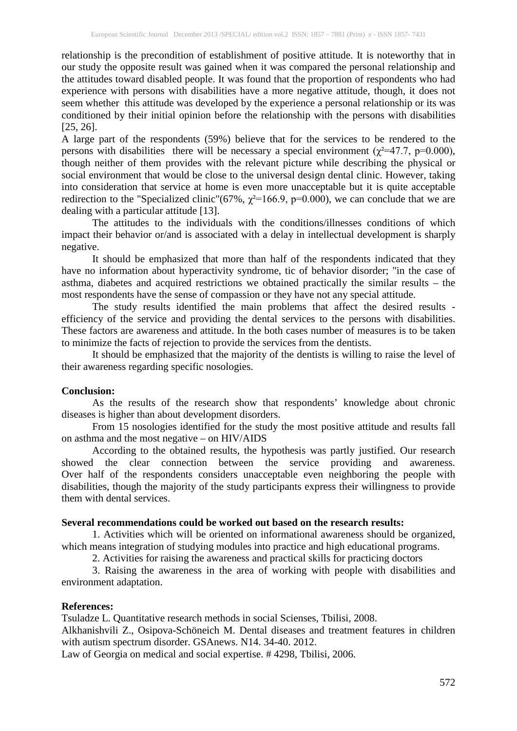relationship is the precondition of establishment of positive attitude. It is noteworthy that in our study the opposite result was gained when it was compared the personal relationship and the attitudes toward disabled people. It was found that the proportion of respondents who had experience with persons with disabilities have a more negative attitude, though, it does not seem whether this attitude was developed by the experience a personal relationship or its was conditioned by their initial opinion before the relationship with the persons with disabilities [25, 26].

A large part of the respondents (59%) believe that for the services to be rendered to the persons with disabilities there will be necessary a special environment ($\chi^2$=47.7, p=0.000), though neither of them provides with the relevant picture while describing the physical or social environment that would be close to the universal design dental clinic. However, taking into consideration that service at home is even more unacceptable but it is quite acceptable redirection to the "Specialized clinic"(67%, $\chi^2$=166.9, p=0.000), we can conclude that we are dealing with a particular attitude [13].

The attitudes to the individuals with the conditions/illnesses conditions of which impact their behavior or/and is associated with a delay in intellectual development is sharply negative.

It should be emphasized that more than half of the respondents indicated that they have no information about hyperactivity syndrome, tic of behavior disorder; "in the case of asthma, diabetes and acquired restrictions we obtained practically the similar results – the most respondents have the sense of compassion or they have not any special attitude.

The study results identified the main problems that affect the desired results - efficiency of the service and providing the dental services to the persons with disabilities. These factors are awareness and attitude. In the both cases number of measures is to be taken to minimize the facts of rejection to provide the services from the dentists.

It should be emphasized that the majority of the dentists is willing to raise the level of their awareness regarding specific nosologies.

**Conclusion:**

As the results of the research show that respondents' knowledge about chronic diseases is higher than about development disorders.

From 15 nosologies identified for the study the most positive attitude and results fall on asthma and the most negative – on HIV/AIDS

According to the obtained results, the hypothesis was partly justified. Our research showed the clear connection between the service providing and awareness. Over half of the respondents considers unacceptable even neighboring the people with disabilities, though the majority of the study participants express their willingness to provide them with dental services.

**Several recommendations could be worked out based on the research results:**

1. Activities which will be oriented on informational awareness should be organized, which means integration of studying modules into practice and high educational programs.
2. Activities for raising the awareness and practical skills for practicing doctors
3. Raising the awareness in the area of working with people with disabilities and environment adaptation.

**References:**

Tsuladze L. Quantitative research methods in social Scienses, Tbilisi, 2008.

Alkhanishvili Z., Osipova-Schöneich M. Dental diseases and treatment features in children with autism spectrum disorder. GSAnews. N14. 34-40. 2012.

Law of Georgia on medical and social expertise. # 4298, Tbilisi, 2006.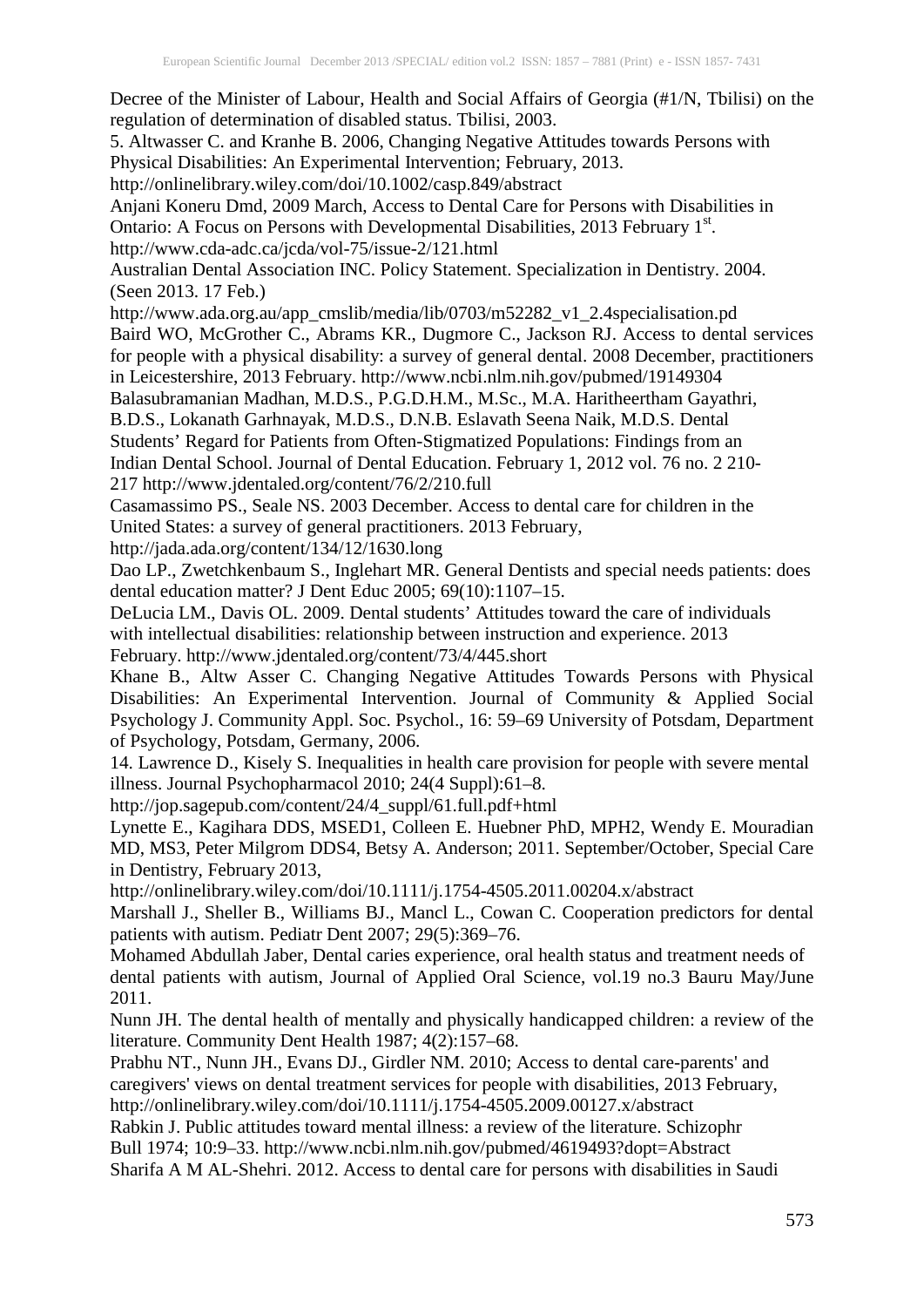Decree of the Minister of Labour, Health and Social Affairs of Georgia (#1/N, Tbilisi) on the regulation of determination of disabled status. Tbilisi, 2003.

5. Altwasser C. and Kranhe B. 2006, Changing Negative Attitudes towards Persons with Physical Disabilities: An Experimental Intervention; February, 2013. http://onlinelibrary.wiley.com/doi/10.1002/casp.849/abstract

Anjani Koneru Dmd, 2009 March, Access to Dental Care for Persons with Disabilities in Ontario: A Focus on Persons with Developmental Disabilities, 2013 February 1st. http://www.cda-adc.ca/jcda/vol-75/issue-2/121.html

Australian Dental Association INC. Policy Statement. Specialization in Dentistry. 2004. (Seen 2013. 17 Feb.) http://www.ada.org.au/app_cmslib/media/lib/0703/m52282_v1_2.4specialisation.pd

Baird WO, McGrother C., Abrams KR., Dugmore C., Jackson RJ. Access to dental services for people with a physical disability: a survey of general dental. 2008 December, practitioners in Leicestershire, 2013 February. http://www.ncbi.nlm.nih.gov/pubmed/19149304

Balasubramanian Madhan, M.D.S., P.G.D.H.M., M.Sc., M.A. Haritheertham Gayathri, B.D.S., Lokanath Garhnayak, M.D.S., D.N.B. Eslavath Seena Naik, M.D.S. Dental Students' Regard for Patients from Often-Stigmatized Populations: Findings from an Indian Dental School. Journal of Dental Education. February 1, 2012 vol. 76 no. 2 210-217 http://www.jdentaled.org/content/76/2/210.full

Casamassimo PS., Seale NS. 2003 December. Access to dental care for children in the United States: a survey of general practitioners. 2013 February, http://jada.ada.org/content/134/12/1630.long

Dao LP., Zwetchkenbaum S., Inglehart MR. General Dentists and special needs patients: does dental education matter? J Dent Educ 2005; 69(10):1107–15.

DeLucia LM., Davis OL. 2009. Dental students' Attitudes toward the care of individuals with intellectual disabilities: relationship between instruction and experience. 2013 February. http://www.jdentaled.org/content/73/4/445.short

Khane B., Altw Asser C. Changing Negative Attitudes Towards Persons with Physical Disabilities: An Experimental Intervention. Journal of Community & Applied Social Psychology J. Community Appl. Soc. Psychol., 16: 59–69 University of Potsdam, Department of Psychology, Potsdam, Germany, 2006.

14. Lawrence D., Kisely S. Inequalities in health care provision for people with severe mental illness. Journal Psychopharmacol 2010; 24(4 Suppl):61–8. http://jop.sagepub.com/content/24/4_suppl/61.full.pdf+html

Lynette E., Kagihara DDS, MSED1, Colleen E. Huebner PhD, MPH2, Wendy E. Mouradian MD, MS3, Peter Milgrom DDS4, Betsy A. Anderson; 2011. September/October, Special Care in Dentistry, February 2013, http://onlinelibrary.wiley.com/doi/10.1111/j.1754-4505.2011.00204.x/abstract

Marshall J., Sheller B., Williams BJ., Mancl L., Cowan C. Cooperation predictors for dental patients with autism. Pediatr Dent 2007; 29(5):369–76.

Mohamed Abdullah Jaber, Dental caries experience, oral health status and treatment needs of dental patients with autism, Journal of Applied Oral Science, vol.19 no.3 Bauru May/June 2011.

Nunn JH. The dental health of mentally and physically handicapped children: a review of the literature. Community Dent Health 1987; 4(2):157–68.

Prabhu NT., Nunn JH., Evans DJ., Girdler NM. 2010; Access to dental care-parents' and caregivers' views on dental treatment services for people with disabilities, 2013 February, http://onlinelibrary.wiley.com/doi/10.1111/j.1754-4505.2009.00127.x/abstract

Rabkin J. Public attitudes toward mental illness: a review of the literature. Schizophr Bull 1974; 10:9–33. http://www.ncbi.nlm.nih.gov/pubmed/4619493?dopt=Abstract

Sharifa A M AL-Shehri. 2012. Access to dental care for persons with disabilities in Saudi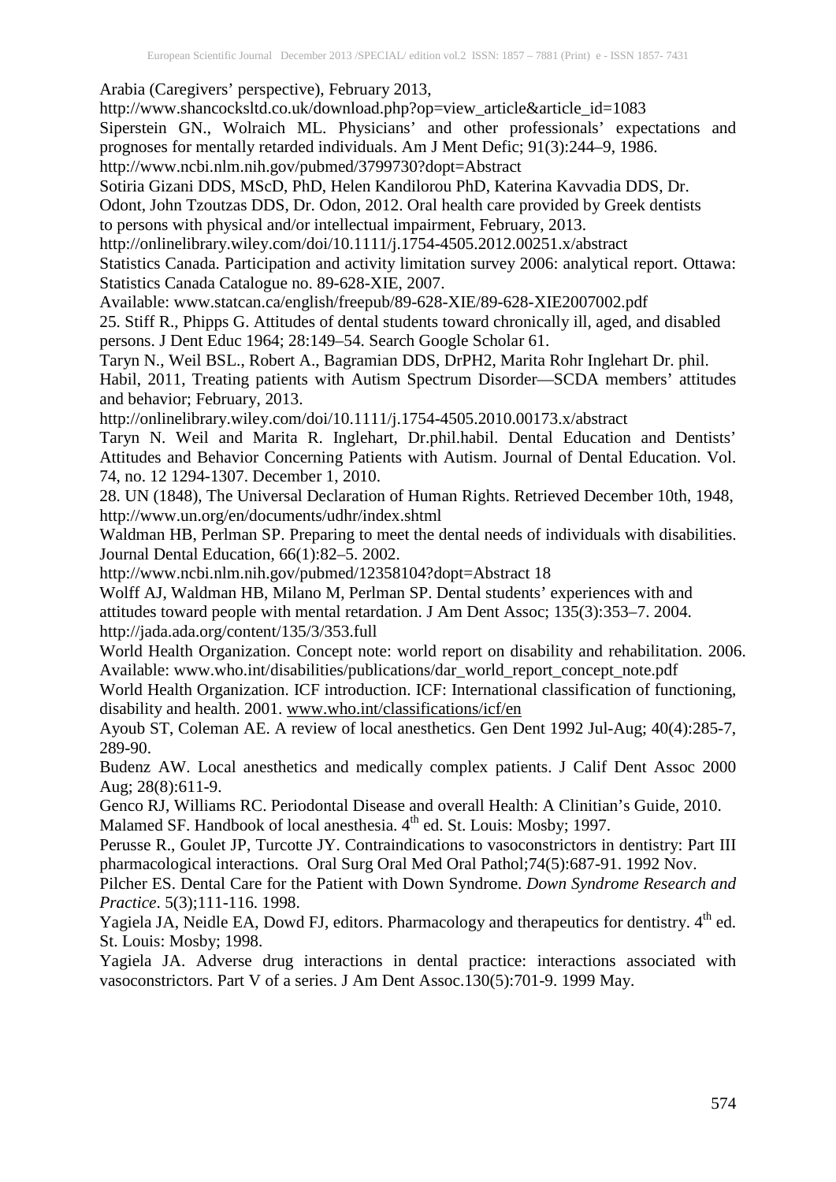Arabia (Caregivers' perspective), February 2013,
http://www.shancocksltd.co.uk/download.php?op=view_article&article_id=1083

Siperstein GN., Wolraich ML. Physicians' and other professionals' expectations and prognoses for mentally retarded individuals. Am J Ment Defic; 91(3):244–9, 1986.
http://www.ncbi.nlm.nih.gov/pubmed/3799730?dopt=Abstract

Sotiria Gizani DDS, MScD, PhD, Helen Kandilorou PhD, Katerina Kavvadia DDS, Dr. Odont, John Tzoutzas DDS, Dr. Odon, 2012. Oral health care provided by Greek dentists to persons with physical and/or intellectual impairment, February, 2013.
http://onlinelibrary.wiley.com/doi/10.1111/j.1754-4505.2012.00251.x/abstract

Statistics Canada. Participation and activity limitation survey 2006: analytical report. Ottawa: Statistics Canada Catalogue no. 89-628-XIE, 2007.
Available: www.statcan.ca/english/freepub/89-628-XIE/89-628-XIE2007002.pdf

25. Stiff R., Phipps G. Attitudes of dental students toward chronically ill, aged, and disabled persons. J Dent Educ 1964; 28:149–54. Search Google Scholar 61.

Taryn N., Weil BSL., Robert A., Bagramian DDS, DrPH2, Marita Rohr Inglehart Dr. phil. Habil, 2011, Treating patients with Autism Spectrum Disorder—SCDA members' attitudes and behavior; February, 2013.
http://onlinelibrary.wiley.com/doi/10.1111/j.1754-4505.2010.00173.x/abstract

Taryn N. Weil and Marita R. Inglehart, Dr.phil.habil. Dental Education and Dentists' Attitudes and Behavior Concerning Patients with Autism. Journal of Dental Education. Vol. 74, no. 12 1294-1307. December 1, 2010.

28. UN (1848), The Universal Declaration of Human Rights. Retrieved December 10th, 1948, http://www.un.org/en/documents/udhr/index.shtml

Waldman HB, Perlman SP. Preparing to meet the dental needs of individuals with disabilities. Journal Dental Education, 66(1):82–5. 2002.
http://www.ncbi.nlm.nih.gov/pubmed/12358104?dopt=Abstract 18

Wolff AJ, Waldman HB, Milano M, Perlman SP. Dental students' experiences with and attitudes toward people with mental retardation. J Am Dent Assoc; 135(3):353–7. 2004.
http://jada.ada.org/content/135/3/353.full

World Health Organization. Concept note: world report on disability and rehabilitation. 2006. Available: www.who.int/disabilities/publications/dar_world_report_concept_note.pdf

World Health Organization. ICF introduction. ICF: International classification of functioning, disability and health. 2001. www.who.int/classifications/icf/en

Ayoub ST, Coleman AE. A review of local anesthetics. Gen Dent 1992 Jul-Aug; 40(4):285-7, 289-90.

Budenz AW. Local anesthetics and medically complex patients. J Calif Dent Assoc 2000 Aug; 28(8):611-9.

Genco RJ, Williams RC. Periodontal Disease and overall Health: A Clinitian's Guide, 2010.

Malamed SF. Handbook of local anesthesia. 4th ed. St. Louis: Mosby; 1997.

Perusse R., Goulet JP, Turcotte JY. Contraindications to vasoconstrictors in dentistry: Part III pharmacological interactions. Oral Surg Oral Med Oral Pathol;74(5):687-91. 1992 Nov.

Pilcher ES. Dental Care for the Patient with Down Syndrome. *Down Syndrome Research and Practice*. 5(3);111-116. 1998.

Yagiela JA, Neidle EA, Dowd FJ, editors. Pharmacology and therapeutics for dentistry. 4th ed. St. Louis: Mosby; 1998.

Yagiela JA. Adverse drug interactions in dental practice: interactions associated with vasoconstrictors. Part V of a series. J Am Dent Assoc.130(5):701-9. 1999 May.